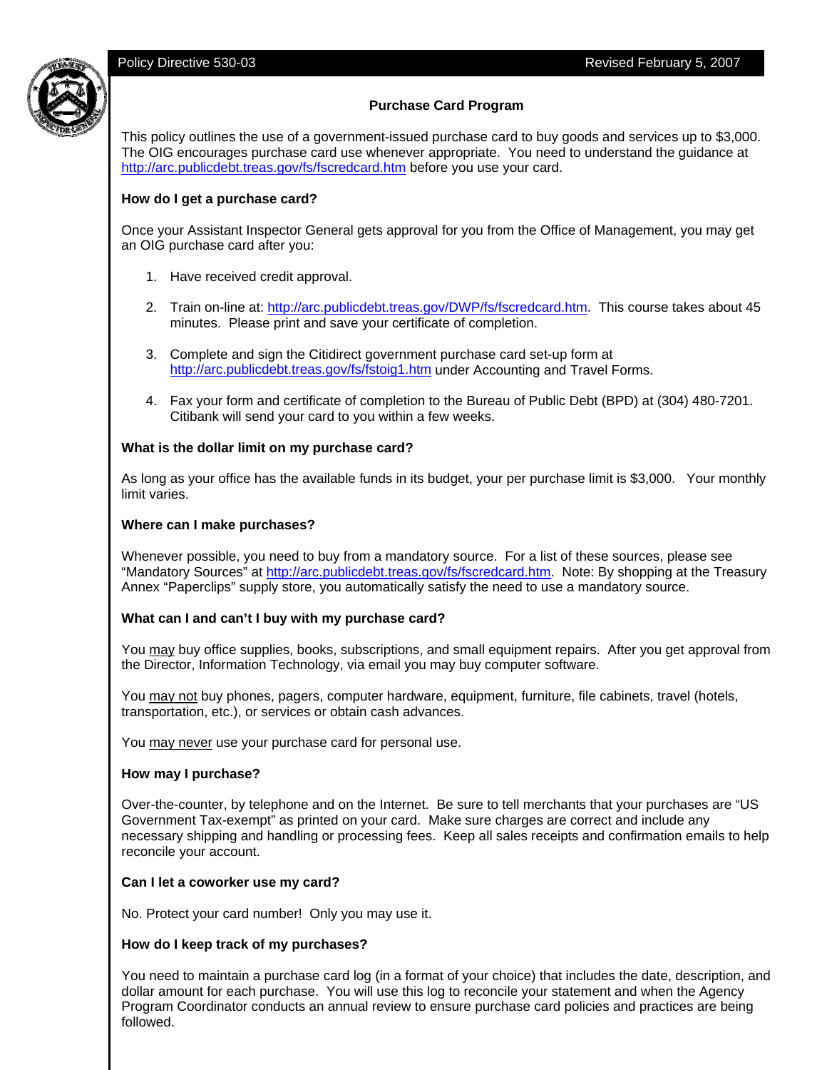Policy Directive 530-03 Revised February 5, 2007

# Purchase Card Program

This policy outlines the use of a government-issued purchase card to buy goods and services up to $3,000. The OIG encourages purchase card use whenever appropriate. You need to understand the guidance at http://arc.publicdebt.treas.gov/fs/fscredcard.htm before you use your card.

**How do I get a purchase card?**

Once your Assistant Inspector General gets approval for you from the Office of Management, you may get an OIG purchase card after you:

1. Have received credit approval.

2. Train on-line at: http://arc.publicdebt.treas.gov/DWP/fs/fscredcard.htm. This course takes about 45 minutes. Please print and save your certificate of completion.

3. Complete and sign the Citidirect government purchase card set-up form at http://arc.publicdebt.treas.gov/fs/fstoig1.htm under Accounting and Travel Forms.

4. Fax your form and certificate of completion to the Bureau of Public Debt (BPD) at (304) 480-7201. Citibank will send your card to you within a few weeks.

**What is the dollar limit on my purchase card?**

As long as your office has the available funds in its budget, your per purchase limit is $3,000. Your monthly limit varies.

**Where can I make purchases?**

Whenever possible, you need to buy from a mandatory source. For a list of these sources, please see "Mandatory Sources" at http://arc.publicdebt.treas.gov/fs/fscredcard.htm. Note: By shopping at the Treasury Annex "Paperclips" supply store, you automatically satisfy the need to use a mandatory source.

**What can I and can't I buy with my purchase card?**

You may buy office supplies, books, subscriptions, and small equipment repairs. After you get approval from the Director, Information Technology, via email you may buy computer software.

You may not buy phones, pagers, computer hardware, equipment, furniture, file cabinets, travel (hotels, transportation, etc.), or services or obtain cash advances.

You may never use your purchase card for personal use.

**How may I purchase?**

Over-the-counter, by telephone and on the Internet. Be sure to tell merchants that your purchases are "US Government Tax-exempt" as printed on your card. Make sure charges are correct and include any necessary shipping and handling or processing fees. Keep all sales receipts and confirmation emails to help reconcile your account.

**Can I let a coworker use my card?**

No. Protect your card number! Only you may use it.

**How do I keep track of my purchases?**

You need to maintain a purchase card log (in a format of your choice) that includes the date, description, and dollar amount for each purchase. You will use this log to reconcile your statement and when the Agency Program Coordinator conducts an annual review to ensure purchase card policies and practices are being followed.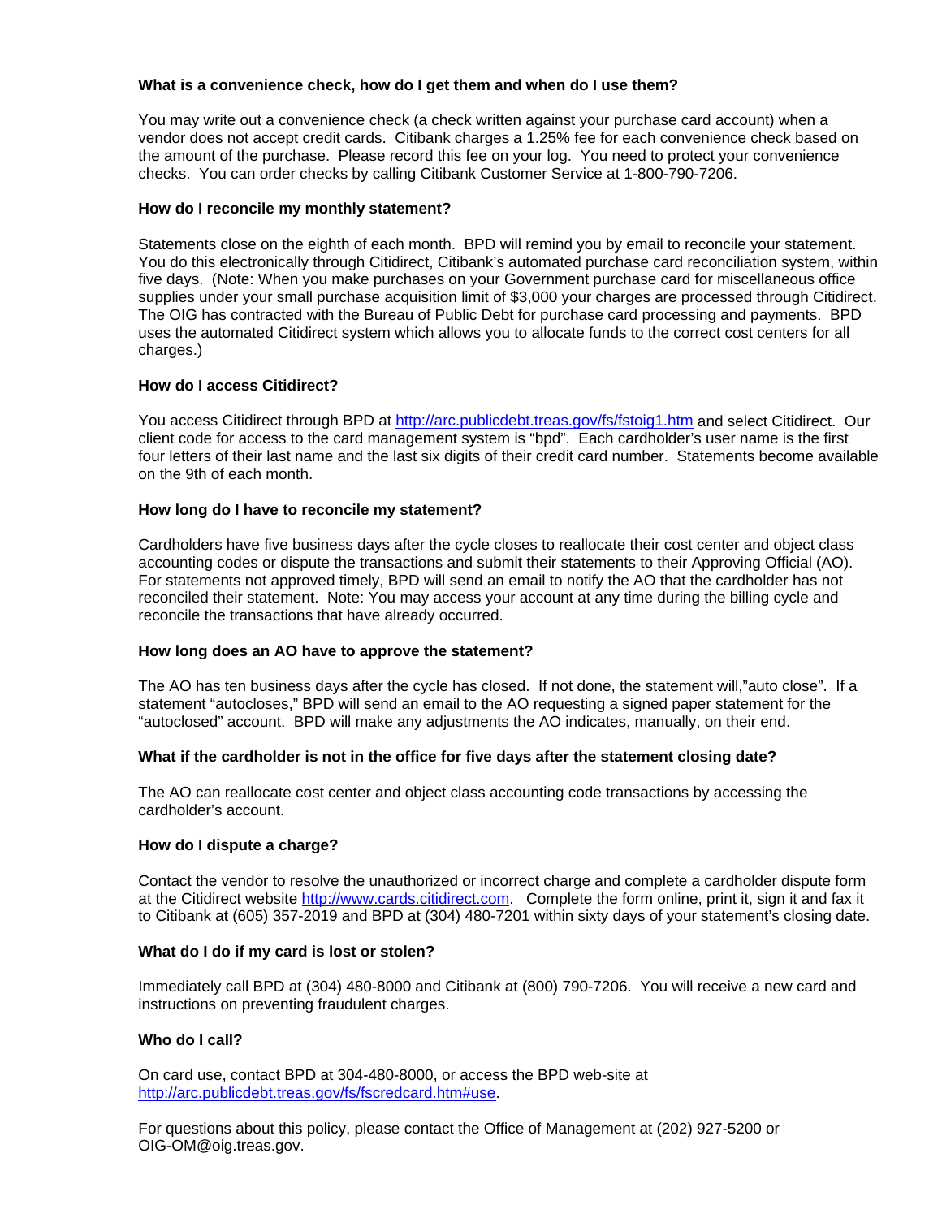**What is a convenience check, how do I get them and when do I use them?**

You may write out a convenience check (a check written against your purchase card account) when a vendor does not accept credit cards. Citibank charges a 1.25% fee for each convenience check based on the amount of the purchase. Please record this fee on your log. You need to protect your convenience checks. You can order checks by calling Citibank Customer Service at 1-800-790-7206.

**How do I reconcile my monthly statement?**

Statements close on the eighth of each month. BPD will remind you by email to reconcile your statement. You do this electronically through Citidirect, Citibank's automated purchase card reconciliation system, within five days. (Note: When you make purchases on your Government purchase card for miscellaneous office supplies under your small purchase acquisition limit of $3,000 your charges are processed through Citidirect. The OIG has contracted with the Bureau of Public Debt for purchase card processing and payments. BPD uses the automated Citidirect system which allows you to allocate funds to the correct cost centers for all charges.)

**How do I access Citidirect?**

You access Citidirect through BPD at http://arc.publicdebt.treas.gov/fs/fstoig1.htm and select Citidirect. Our client code for access to the card management system is "bpd". Each cardholder's user name is the first four letters of their last name and the last six digits of their credit card number. Statements become available on the 9th of each month.

**How long do I have to reconcile my statement?**

Cardholders have five business days after the cycle closes to reallocate their cost center and object class accounting codes or dispute the transactions and submit their statements to their Approving Official (AO). For statements not approved timely, BPD will send an email to notify the AO that the cardholder has not reconciled their statement. Note: You may access your account at any time during the billing cycle and reconcile the transactions that have already occurred.

**How long does an AO have to approve the statement?**

The AO has ten business days after the cycle has closed. If not done, the statement will,"auto close". If a statement "autocloses," BPD will send an email to the AO requesting a signed paper statement for the "autoclosed" account. BPD will make any adjustments the AO indicates, manually, on their end.

**What if the cardholder is not in the office for five days after the statement closing date?**

The AO can reallocate cost center and object class accounting code transactions by accessing the cardholder's account.

**How do I dispute a charge?**

Contact the vendor to resolve the unauthorized or incorrect charge and complete a cardholder dispute form at the Citidirect website http://www.cards.citidirect.com. Complete the form online, print it, sign it and fax it to Citibank at (605) 357-2019 and BPD at (304) 480-7201 within sixty days of your statement's closing date.

**What do I do if my card is lost or stolen?**

Immediately call BPD at (304) 480-8000 and Citibank at (800) 790-7206. You will receive a new card and instructions on preventing fraudulent charges.

**Who do I call?**

On card use, contact BPD at 304-480-8000, or access the BPD web-site at http://arc.publicdebt.treas.gov/fs/fscredcard.htm#use.

For questions about this policy, please contact the Office of Management at (202) 927-5200 or OIG-OM@oig.treas.gov.